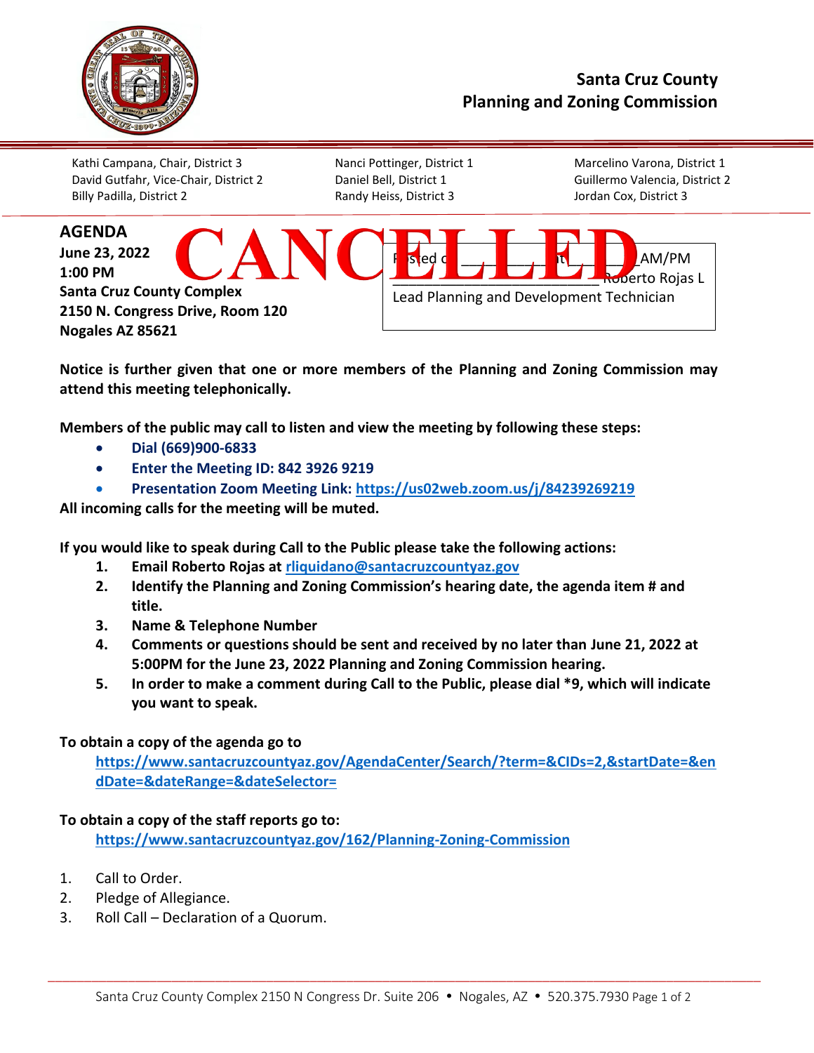# Santa Cruz County
# Planning and Zoning Commission

Kathi Campana, Chair, District 3
David Gutfahr, Vice-Chair, District 2
Billy Padilla, District 2
Nanci Pottinger, District 1
Daniel Bell, District 1
Randy Heiss, District 3
Marcelino Varona, District 1
Guillermo Valencia, District 2
Jordan Cox, District 3

## AGENDA

**CANCELLED**

**June 23, 2022**
**1:00 PM**
**Santa Cruz County Complex**
**2150 N. Congress Drive, Room 120**
**Nogales AZ 85621**

Posted on ____________ at ________ AM/PM
________________________ Roberto Rojas L
Lead Planning and Development Technician

**Notice is further given that one or more members of the Planning and Zoning Commission may attend this meeting telephonically.**

**Members of the public may call to listen and view the meeting by following these steps:**

- **Dial (669)900-6833**
- **Enter the Meeting ID: 842 3926 9219**
- **Presentation Zoom Meeting Link: https://us02web.zoom.us/j/84239269219**

**All incoming calls for the meeting will be muted.**

**If you would like to speak during Call to the Public please take the following actions:**

1. **Email Roberto Rojas at rliquidano@santacruzcountyaz.gov**
2. **Identify the Planning and Zoning Commission's hearing date, the agenda item # and title.**
3. **Name & Telephone Number**
4. **Comments or questions should be sent and received by no later than June 21, 2022 at 5:00PM for the June 23, 2022 Planning and Zoning Commission hearing.**
5. **In order to make a comment during Call to the Public, please dial *9, which will indicate you want to speak.**

**To obtain a copy of the agenda go to**
**https://www.santacruzcountyaz.gov/AgendaCenter/Search/?term=&CIDs=2,&startDate=&endDate=&dateRange=&dateSelector=**

**To obtain a copy of the staff reports go to:**
**https://www.santacruzcountyaz.gov/162/Planning-Zoning-Commission**

1. Call to Order.
2. Pledge of Allegiance.
3. Roll Call – Declaration of a Quorum.

Santa Cruz County Complex 2150 N Congress Dr. Suite 206 • Nogales, AZ • 520.375.7930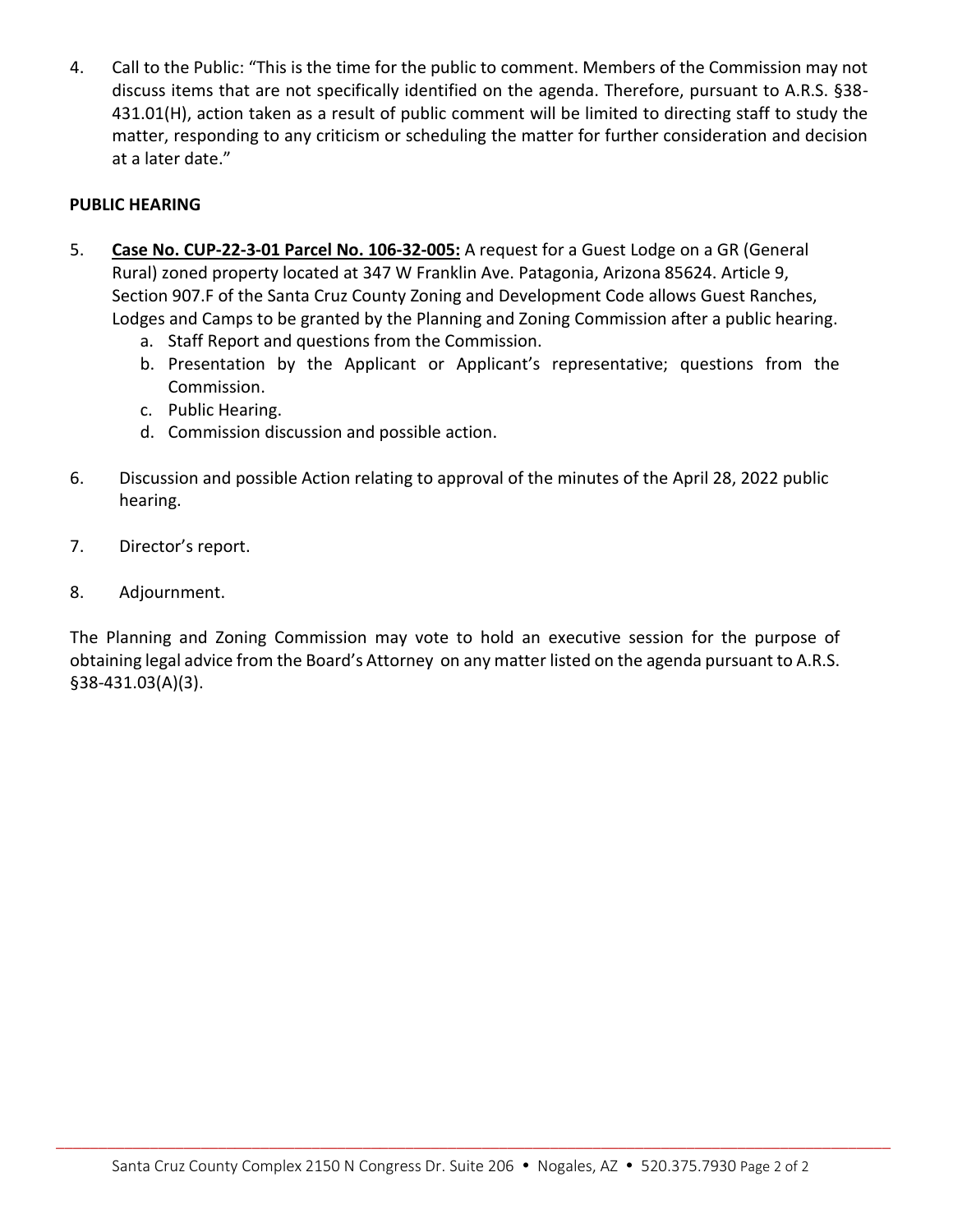4. Call to the Public: "This is the time for the public to comment. Members of the Commission may not discuss items that are not specifically identified on the agenda. Therefore, pursuant to A.R.S. §38-431.01(H), action taken as a result of public comment will be limited to directing staff to study the matter, responding to any criticism or scheduling the matter for further consideration and decision at a later date."

**PUBLIC HEARING**

5. **Case No. CUP-22-3-01 Parcel No. 106-32-005:** A request for a Guest Lodge on a GR (General Rural) zoned property located at 347 W Franklin Ave. Patagonia, Arizona 85624. Article 9, Section 907.F of the Santa Cruz County Zoning and Development Code allows Guest Ranches, Lodges and Camps to be granted by the Planning and Zoning Commission after a public hearing.
   a. Staff Report and questions from the Commission.
   b. Presentation by the Applicant or Applicant's representative; questions from the Commission.
   c. Public Hearing.
   d. Commission discussion and possible action.

6. Discussion and possible Action relating to approval of the minutes of the April 28, 2022 public hearing.

7. Director's report.

8. Adjournment.

The Planning and Zoning Commission may vote to hold an executive session for the purpose of obtaining legal advice from the Board's Attorney on any matter listed on the agenda pursuant to A.R.S. §38-431.03(A)(3).

Santa Cruz County Complex 2150 N Congress Dr. Suite 206 • Nogales, AZ • 520.375.7930